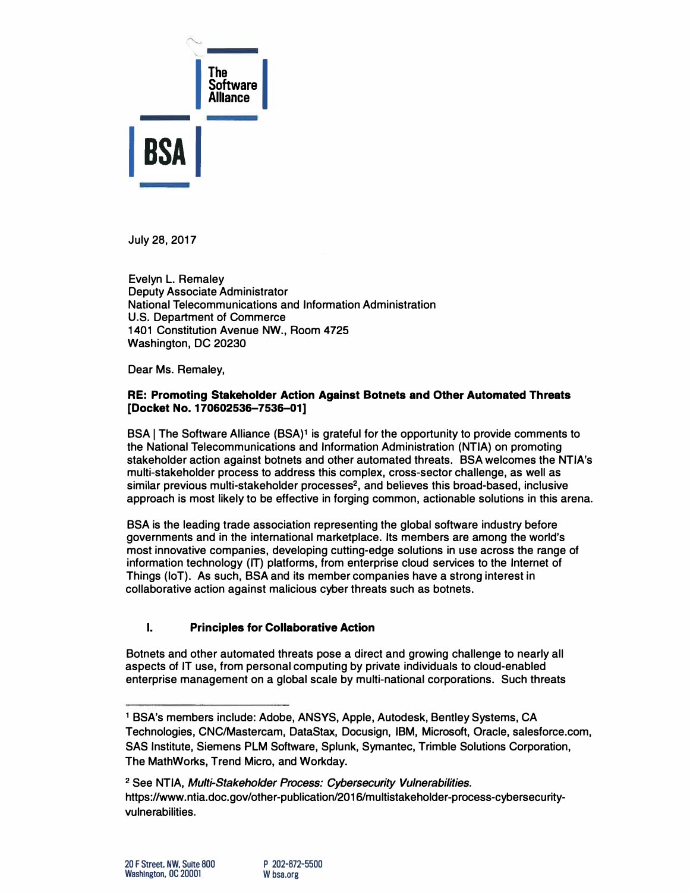The Software Alliance

BSA

July 28, 2017

Evelyn L. Remaley
Deputy Associate Administrator
National Telecommunications and Information Administration
U.S. Department of Commerce
1401 Constitution Avenue NW., Room 4725
Washington, DC 20230

Dear Ms. Remaley,

**RE: Promoting Stakeholder Action Against Botnets and Other Automated Threats [Docket No. 170602536–7536–01]**

BSA | The Software Alliance (BSA)[1] is grateful for the opportunity to provide comments to the National Telecommunications and Information Administration (NTIA) on promoting stakeholder action against botnets and other automated threats. BSA welcomes the NTIA's multi-stakeholder process to address this complex, cross-sector challenge, as well as similar previous multi-stakeholder processes[2], and believes this broad-based, inclusive approach is most likely to be effective in forging common, actionable solutions in this arena.

BSA is the leading trade association representing the global software industry before governments and in the international marketplace. Its members are among the world's most innovative companies, developing cutting-edge solutions in use across the range of information technology (IT) platforms, from enterprise cloud services to the Internet of Things (IoT). As such, BSA and its member companies have a strong interest in collaborative action against malicious cyber threats such as botnets.

## I. Principles for Collaborative Action

Botnets and other automated threats pose a direct and growing challenge to nearly all aspects of IT use, from personal computing by private individuals to cloud-enabled enterprise management on a global scale by multi-national corporations. Such threats

---

[1] BSA's members include: Adobe, ANSYS, Apple, Autodesk, Bentley Systems, CA Technologies, CNC/Mastercam, DataStax, Docusign, IBM, Microsoft, Oracle, salesforce.com, SAS Institute, Siemens PLM Software, Splunk, Symantec, Trimble Solutions Corporation, The MathWorks, Trend Micro, and Workday.

[2] See NTIA, *Multi-Stakeholder Process: Cybersecurity Vulnerabilities.* https://www.ntia.doc.gov/other-publication/2016/multistakeholder-process-cybersecurity-vulnerabilities.

20 F Street, NW, Suite 800
Washington, DC 20001

P 202-872-5500
W bsa.org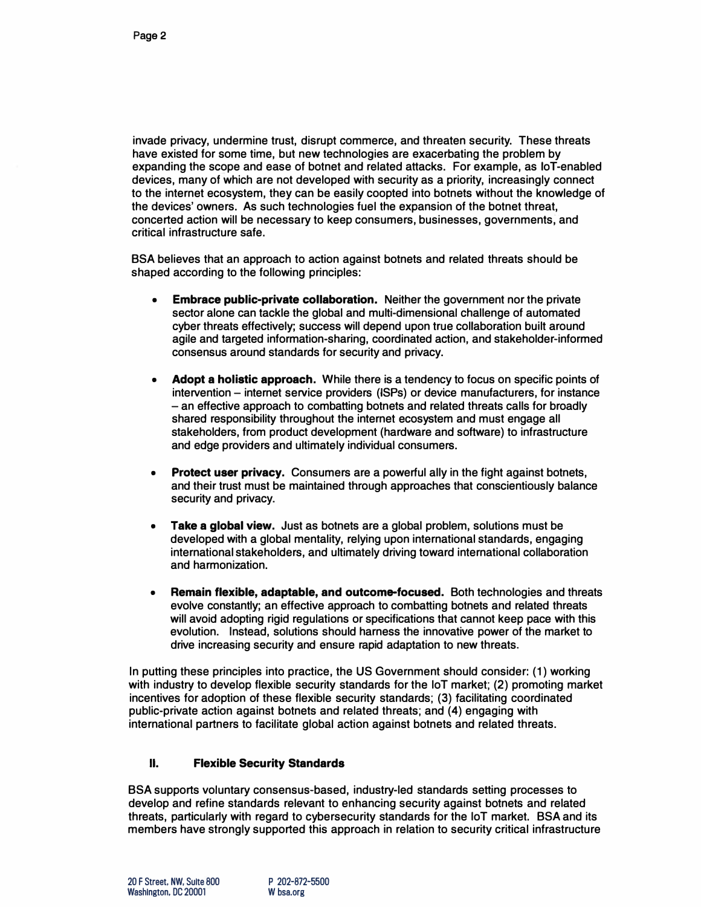invade privacy, undermine trust, disrupt commerce, and threaten security. These threats have existed for some time, but new technologies are exacerbating the problem by expanding the scope and ease of botnet and related attacks. For example, as IoT-enabled devices, many of which are not developed with security as a priority, increasingly connect to the internet ecosystem, they can be easily coopted into botnets without the knowledge of the devices' owners. As such technologies fuel the expansion of the botnet threat, concerted action will be necessary to keep consumers, businesses, governments, and critical infrastructure safe.

BSA believes that an approach to action against botnets and related threats should be shaped according to the following principles:

- **Embrace public-private collaboration.** Neither the government nor the private sector alone can tackle the global and multi-dimensional challenge of automated cyber threats effectively; success will depend upon true collaboration built around agile and targeted information-sharing, coordinated action, and stakeholder-informed consensus around standards for security and privacy.

- **Adopt a holistic approach.** While there is a tendency to focus on specific points of intervention – internet service providers (ISPs) or device manufacturers, for instance – an effective approach to combatting botnets and related threats calls for broadly shared responsibility throughout the internet ecosystem and must engage all stakeholders, from product development (hardware and software) to infrastructure and edge providers and ultimately individual consumers.

- **Protect user privacy.** Consumers are a powerful ally in the fight against botnets, and their trust must be maintained through approaches that conscientiously balance security and privacy.

- **Take a global view.** Just as botnets are a global problem, solutions must be developed with a global mentality, relying upon international standards, engaging international stakeholders, and ultimately driving toward international collaboration and harmonization.

- **Remain flexible, adaptable, and outcome-focused.** Both technologies and threats evolve constantly; an effective approach to combatting botnets and related threats will avoid adopting rigid regulations or specifications that cannot keep pace with this evolution. Instead, solutions should harness the innovative power of the market to drive increasing security and ensure rapid adaptation to new threats.

In putting these principles into practice, the US Government should consider: (1) working with industry to develop flexible security standards for the IoT market; (2) promoting market incentives for adoption of these flexible security standards; (3) facilitating coordinated public-private action against botnets and related threats; and (4) engaging with international partners to facilitate global action against botnets and related threats.

## II. Flexible Security Standards

BSA supports voluntary consensus-based, industry-led standards setting processes to develop and refine standards relevant to enhancing security against botnets and related threats, particularly with regard to cybersecurity standards for the IoT market. BSA and its members have strongly supported this approach in relation to security critical infrastructure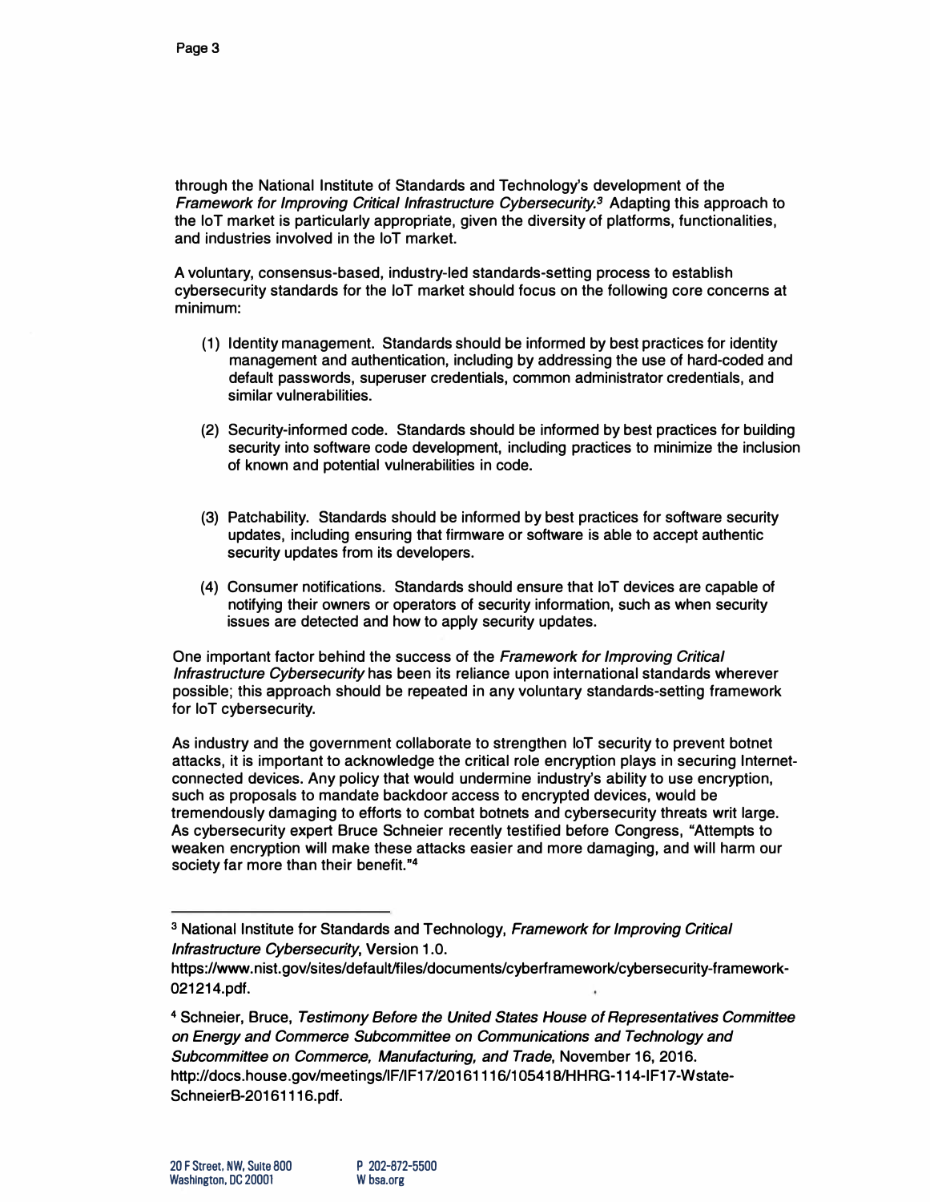through the National Institute of Standards and Technology's development of the *Framework for Improving Critical Infrastructure Cybersecurity.*[3] Adapting this approach to the IoT market is particularly appropriate, given the diversity of platforms, functionalities, and industries involved in the IoT market.

A voluntary, consensus-based, industry-led standards-setting process to establish cybersecurity standards for the IoT market should focus on the following core concerns at minimum:

(1) Identity management. Standards should be informed by best practices for identity management and authentication, including by addressing the use of hard-coded and default passwords, superuser credentials, common administrator credentials, and similar vulnerabilities.

(2) Security-informed code. Standards should be informed by best practices for building security into software code development, including practices to minimize the inclusion of known and potential vulnerabilities in code.

(3) Patchability. Standards should be informed by best practices for software security updates, including ensuring that firmware or software is able to accept authentic security updates from its developers.

(4) Consumer notifications. Standards should ensure that IoT devices are capable of notifying their owners or operators of security information, such as when security issues are detected and how to apply security updates.

One important factor behind the success of the *Framework for Improving Critical Infrastructure Cybersecurity* has been its reliance upon international standards wherever possible; this approach should be repeated in any voluntary standards-setting framework for IoT cybersecurity.

As industry and the government collaborate to strengthen IoT security to prevent botnet attacks, it is important to acknowledge the critical role encryption plays in securing Internet-connected devices. Any policy that would undermine industry's ability to use encryption, such as proposals to mandate backdoor access to encrypted devices, would be tremendously damaging to efforts to combat botnets and cybersecurity threats writ large. As cybersecurity expert Bruce Schneier recently testified before Congress, "Attempts to weaken encryption will make these attacks easier and more damaging, and will harm our society far more than their benefit."[4]

---

[3] National Institute for Standards and Technology, *Framework for Improving Critical Infrastructure Cybersecurity*, Version 1.0. https://www.nist.gov/sites/default/files/documents/cyberframework/cybersecurity-framework-021214.pdf.

[4] Schneier, Bruce, *Testimony Before the United States House of Representatives Committee on Energy and Commerce Subcommittee on Communications and Technology and Subcommittee on Commerce, Manufacturing, and Trade*, November 16, 2016. http://docs.house.gov/meetings/IF/IF17/20161116/105418/HHRG-114-IF17-Wstate-SchneierB-20161116.pdf.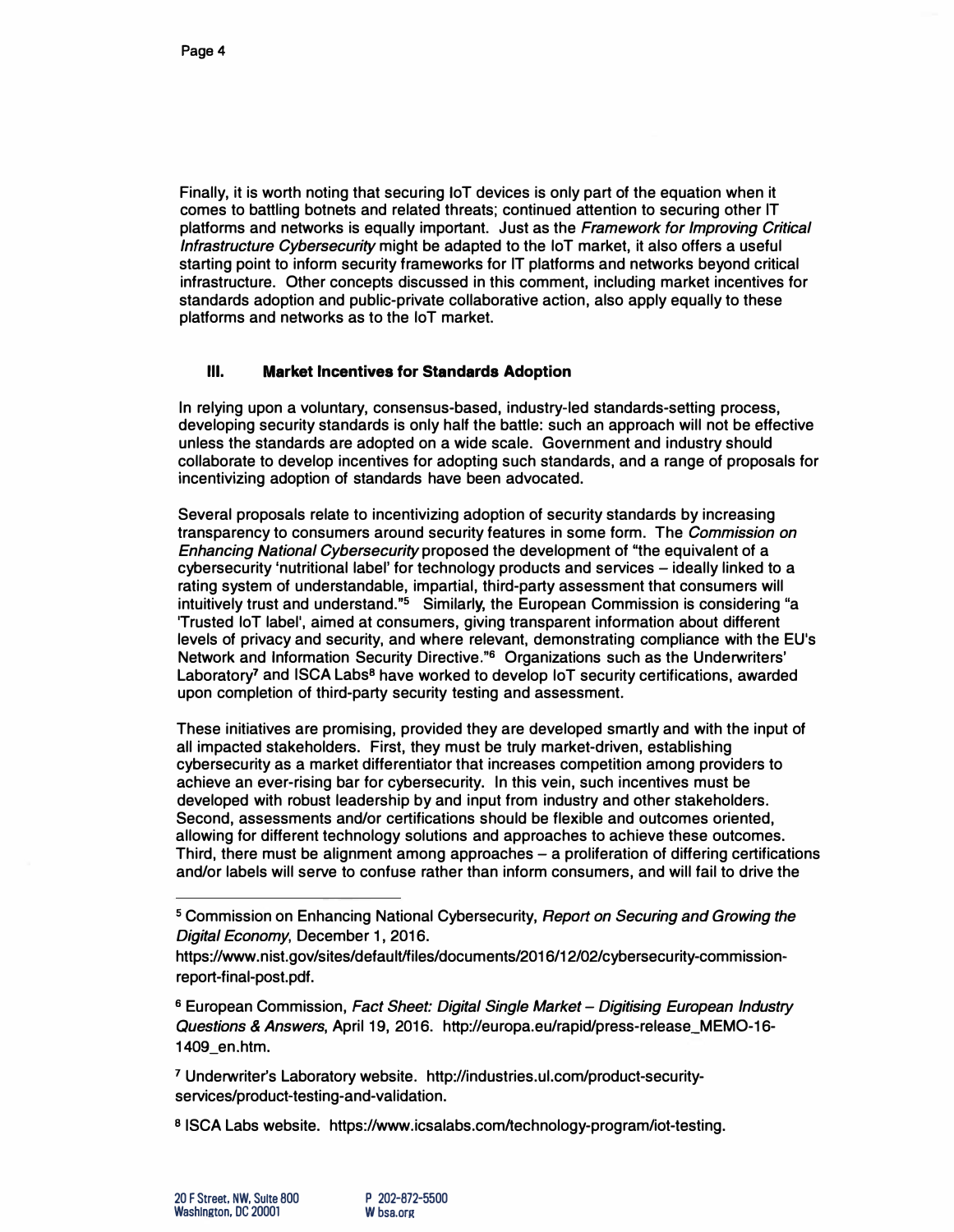Finally, it is worth noting that securing IoT devices is only part of the equation when it comes to battling botnets and related threats; continued attention to securing other IT platforms and networks is equally important. Just as the *Framework for Improving Critical Infrastructure Cybersecurity* might be adapted to the IoT market, it also offers a useful starting point to inform security frameworks for IT platforms and networks beyond critical infrastructure. Other concepts discussed in this comment, including market incentives for standards adoption and public-private collaborative action, also apply equally to these platforms and networks as to the IoT market.

## III. Market Incentives for Standards Adoption

In relying upon a voluntary, consensus-based, industry-led standards-setting process, developing security standards is only half the battle: such an approach will not be effective unless the standards are adopted on a wide scale. Government and industry should collaborate to develop incentives for adopting such standards, and a range of proposals for incentivizing adoption of standards have been advocated.

Several proposals relate to incentivizing adoption of security standards by increasing transparency to consumers around security features in some form. The *Commission on Enhancing National Cybersecurity* proposed the development of "the equivalent of a cybersecurity 'nutritional label' for technology products and services – ideally linked to a rating system of understandable, impartial, third-party assessment that consumers will intuitively trust and understand."[5] Similarly, the European Commission is considering "a 'Trusted IoT label', aimed at consumers, giving transparent information about different levels of privacy and security, and where relevant, demonstrating compliance with the EU's Network and Information Security Directive."[6] Organizations such as the Underwriters' Laboratory[7] and ISCA Labs[8] have worked to develop IoT security certifications, awarded upon completion of third-party security testing and assessment.

These initiatives are promising, provided they are developed smartly and with the input of all impacted stakeholders. First, they must be truly market-driven, establishing cybersecurity as a market differentiator that increases competition among providers to achieve an ever-rising bar for cybersecurity. In this vein, such incentives must be developed with robust leadership by and input from industry and other stakeholders. Second, assessments and/or certifications should be flexible and outcomes oriented, allowing for different technology solutions and approaches to achieve these outcomes. Third, there must be alignment among approaches – a proliferation of differing certifications and/or labels will serve to confuse rather than inform consumers, and will fail to drive the

---

[5] Commission on Enhancing National Cybersecurity, *Report on Securing and Growing the Digital Economy*, December 1, 2016. https://www.nist.gov/sites/default/files/documents/2016/12/02/cybersecurity-commission-report-final-post.pdf.

[6] European Commission, *Fact Sheet: Digital Single Market – Digitising European Industry Questions & Answers*, April 19, 2016. http://europa.eu/rapid/press-release_MEMO-16-1409_en.htm.

[7] Underwriter's Laboratory website. http://industries.ul.com/product-security-services/product-testing-and-validation.

[8] ISCA Labs website. https://www.icsalabs.com/technology-program/iot-testing.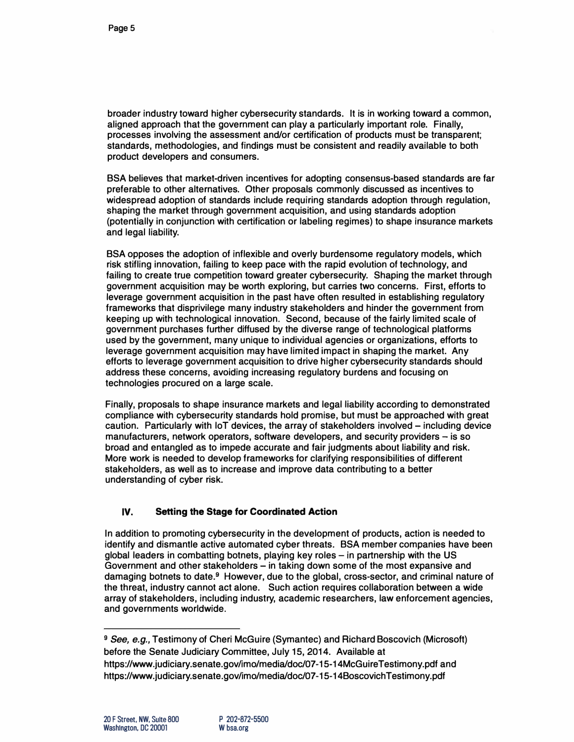broader industry toward higher cybersecurity standards. It is in working toward a common, aligned approach that the government can play a particularly important role. Finally, processes involving the assessment and/or certification of products must be transparent; standards, methodologies, and findings must be consistent and readily available to both product developers and consumers.

BSA believes that market-driven incentives for adopting consensus-based standards are far preferable to other alternatives. Other proposals commonly discussed as incentives to widespread adoption of standards include requiring standards adoption through regulation, shaping the market through government acquisition, and using standards adoption (potentially in conjunction with certification or labeling regimes) to shape insurance markets and legal liability.

BSA opposes the adoption of inflexible and overly burdensome regulatory models, which risk stifling innovation, failing to keep pace with the rapid evolution of technology, and failing to create true competition toward greater cybersecurity. Shaping the market through government acquisition may be worth exploring, but carries two concerns. First, efforts to leverage government acquisition in the past have often resulted in establishing regulatory frameworks that disprivilege many industry stakeholders and hinder the government from keeping up with technological innovation. Second, because of the fairly limited scale of government purchases further diffused by the diverse range of technological platforms used by the government, many unique to individual agencies or organizations, efforts to leverage government acquisition may have limited impact in shaping the market. Any efforts to leverage government acquisition to drive higher cybersecurity standards should address these concerns, avoiding increasing regulatory burdens and focusing on technologies procured on a large scale.

Finally, proposals to shape insurance markets and legal liability according to demonstrated compliance with cybersecurity standards hold promise, but must be approached with great caution. Particularly with IoT devices, the array of stakeholders involved – including device manufacturers, network operators, software developers, and security providers – is so broad and entangled as to impede accurate and fair judgments about liability and risk. More work is needed to develop frameworks for clarifying responsibilities of different stakeholders, as well as to increase and improve data contributing to a better understanding of cyber risk.

## IV. Setting the Stage for Coordinated Action

In addition to promoting cybersecurity in the development of products, action is needed to identify and dismantle active automated cyber threats. BSA member companies have been global leaders in combatting botnets, playing key roles – in partnership with the US Government and other stakeholders – in taking down some of the most expansive and damaging botnets to date.[9] However, due to the global, cross-sector, and criminal nature of the threat, industry cannot act alone. Such action requires collaboration between a wide array of stakeholders, including industry, academic researchers, law enforcement agencies, and governments worldwide.

---

[9] *See, e.g.,* Testimony of Cheri McGuire (Symantec) and Richard Boscovich (Microsoft) before the Senate Judiciary Committee, July 15, 2014. Available at https://www.judiciary.senate.gov/imo/media/doc/07-15-14McGuireTestimony.pdf and https://www.judiciary.senate.gov/imo/media/doc/07-15-14BoscovichTestimony.pdf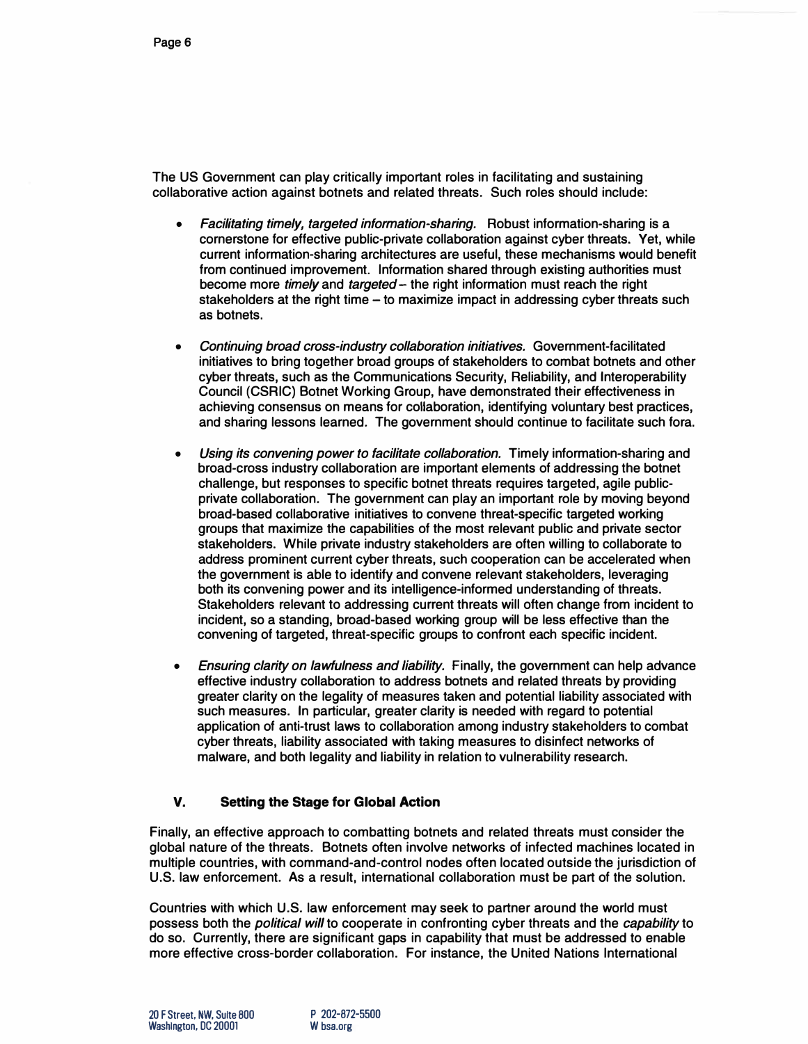The US Government can play critically important roles in facilitating and sustaining collaborative action against botnets and related threats. Such roles should include:

- *Facilitating timely, targeted information-sharing.* Robust information-sharing is a cornerstone for effective public-private collaboration against cyber threats. Yet, while current information-sharing architectures are useful, these mechanisms would benefit from continued improvement. Information shared through existing authorities must become more *timely* and *targeted* – the right information must reach the right stakeholders at the right time – to maximize impact in addressing cyber threats such as botnets.

- *Continuing broad cross-industry collaboration initiatives.* Government-facilitated initiatives to bring together broad groups of stakeholders to combat botnets and other cyber threats, such as the Communications Security, Reliability, and Interoperability Council (CSRIC) Botnet Working Group, have demonstrated their effectiveness in achieving consensus on means for collaboration, identifying voluntary best practices, and sharing lessons learned. The government should continue to facilitate such fora.

- *Using its convening power to facilitate collaboration.* Timely information-sharing and broad-cross industry collaboration are important elements of addressing the botnet challenge, but responses to specific botnet threats requires targeted, agile public-private collaboration. The government can play an important role by moving beyond broad-based collaborative initiatives to convene threat-specific targeted working groups that maximize the capabilities of the most relevant public and private sector stakeholders. While private industry stakeholders are often willing to collaborate to address prominent current cyber threats, such cooperation can be accelerated when the government is able to identify and convene relevant stakeholders, leveraging both its convening power and its intelligence-informed understanding of threats. Stakeholders relevant to addressing current threats will often change from incident to incident, so a standing, broad-based working group will be less effective than the convening of targeted, threat-specific groups to confront each specific incident.

- *Ensuring clarity on lawfulness and liability.* Finally, the government can help advance effective industry collaboration to address botnets and related threats by providing greater clarity on the legality of measures taken and potential liability associated with such measures. In particular, greater clarity is needed with regard to potential application of anti-trust laws to collaboration among industry stakeholders to combat cyber threats, liability associated with taking measures to disinfect networks of malware, and both legality and liability in relation to vulnerability research.

## V. Setting the Stage for Global Action

Finally, an effective approach to combatting botnets and related threats must consider the global nature of the threats. Botnets often involve networks of infected machines located in multiple countries, with command-and-control nodes often located outside the jurisdiction of U.S. law enforcement. As a result, international collaboration must be part of the solution.

Countries with which U.S. law enforcement may seek to partner around the world must possess both the *political will* to cooperate in confronting cyber threats and the *capability* to do so. Currently, there are significant gaps in capability that must be addressed to enable more effective cross-border collaboration. For instance, the United Nations International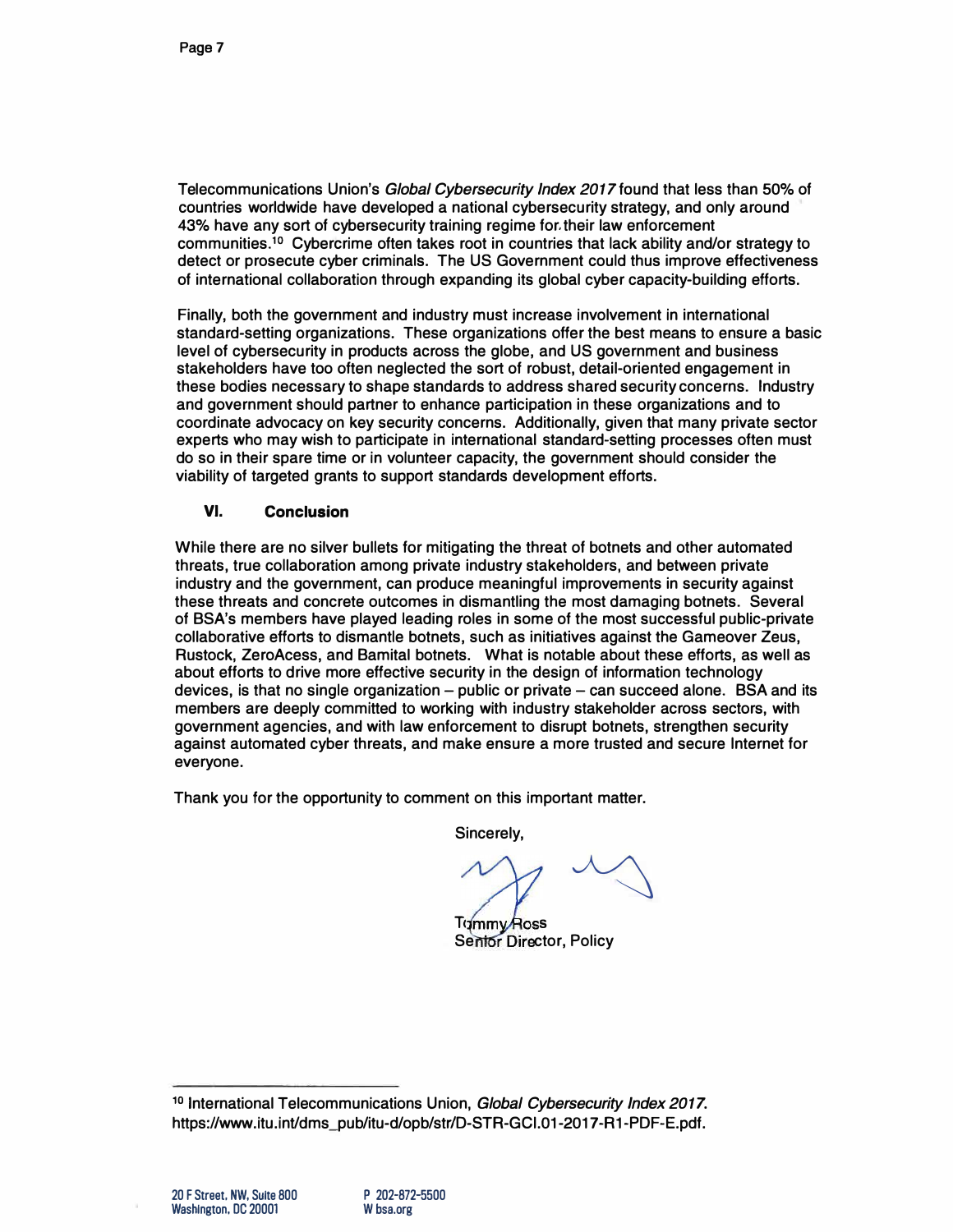Telecommunications Union's *Global Cybersecurity Index 2017* found that less than 50% of countries worldwide have developed a national cybersecurity strategy, and only around 43% have any sort of cybersecurity training regime for their law enforcement communities.[10] Cybercrime often takes root in countries that lack ability and/or strategy to detect or prosecute cyber criminals. The US Government could thus improve effectiveness of international collaboration through expanding its global cyber capacity-building efforts.

Finally, both the government and industry must increase involvement in international standard-setting organizations. These organizations offer the best means to ensure a basic level of cybersecurity in products across the globe, and US government and business stakeholders have too often neglected the sort of robust, detail-oriented engagement in these bodies necessary to shape standards to address shared security concerns. Industry and government should partner to enhance participation in these organizations and to coordinate advocacy on key security concerns. Additionally, given that many private sector experts who may wish to participate in international standard-setting processes often must do so in their spare time or in volunteer capacity, the government should consider the viability of targeted grants to support standards development efforts.

## VI. Conclusion

While there are no silver bullets for mitigating the threat of botnets and other automated threats, true collaboration among private industry stakeholders, and between private industry and the government, can produce meaningful improvements in security against these threats and concrete outcomes in dismantling the most damaging botnets. Several of BSA's members have played leading roles in some of the most successful public-private collaborative efforts to dismantle botnets, such as initiatives against the Gameover Zeus, Rustock, ZeroAcess, and Bamital botnets. What is notable about these efforts, as well as about efforts to drive more effective security in the design of information technology devices, is that no single organization – public or private – can succeed alone. BSA and its members are deeply committed to working with industry stakeholder across sectors, with government agencies, and with law enforcement to disrupt botnets, strengthen security against automated cyber threats, and make ensure a more trusted and secure Internet for everyone.

Thank you for the opportunity to comment on this important matter.

Sincerely,

Tommy Ross
Senior Director, Policy

---

[10] International Telecommunications Union, *Global Cybersecurity Index 2017*. https://www.itu.int/dms_pub/itu-d/opb/str/D-STR-GCI.01-2017-R1-PDF-E.pdf.

20 F Street, NW, Suite 800
Washington, DC 20001

P 202-872-5500
W bsa.org